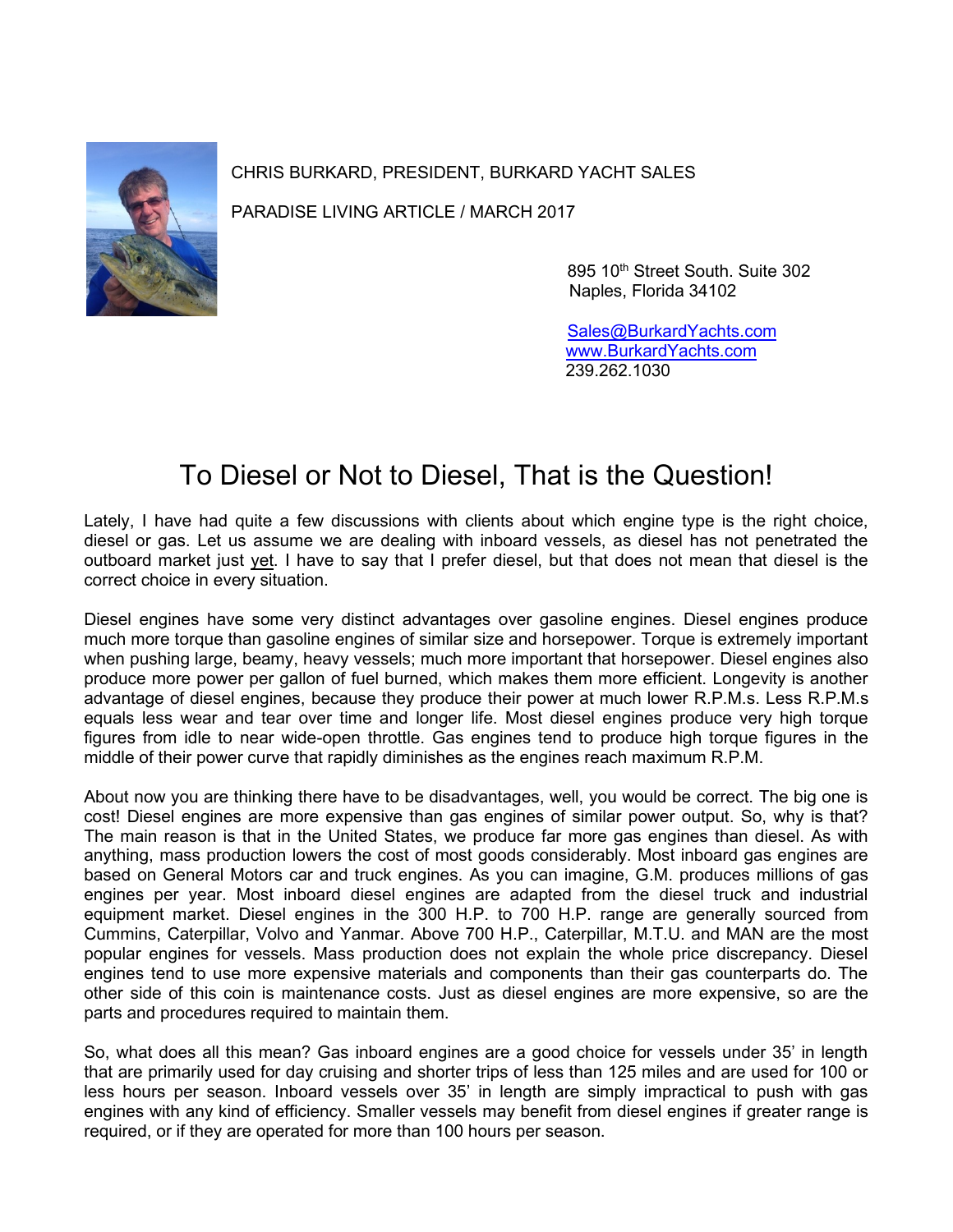CHRIS BURKARD, PRESIDENT, BURKARD YACHT SALES

PARADISE LIVING ARTICLE / MARCH 2017

895 10th Street South. Suite 302
Naples, Florida 34102

Sales@BurkardYachts.com
www.BurkardYachts.com
239.262.1030

# To Diesel or Not to Diesel, That is the Question!

Lately, I have had quite a few discussions with clients about which engine type is the right choice, diesel or gas. Let us assume we are dealing with inboard vessels, as diesel has not penetrated the outboard market just yet. I have to say that I prefer diesel, but that does not mean that diesel is the correct choice in every situation.

Diesel engines have some very distinct advantages over gasoline engines. Diesel engines produce much more torque than gasoline engines of similar size and horsepower. Torque is extremely important when pushing large, beamy, heavy vessels; much more important that horsepower. Diesel engines also produce more power per gallon of fuel burned, which makes them more efficient. Longevity is another advantage of diesel engines, because they produce their power at much lower R.P.M.s. Less R.P.M.s equals less wear and tear over time and longer life. Most diesel engines produce very high torque figures from idle to near wide-open throttle. Gas engines tend to produce high torque figures in the middle of their power curve that rapidly diminishes as the engines reach maximum R.P.M.

About now you are thinking there have to be disadvantages, well, you would be correct. The big one is cost! Diesel engines are more expensive than gas engines of similar power output. So, why is that? The main reason is that in the United States, we produce far more gas engines than diesel. As with anything, mass production lowers the cost of most goods considerably. Most inboard gas engines are based on General Motors car and truck engines. As you can imagine, G.M. produces millions of gas engines per year. Most inboard diesel engines are adapted from the diesel truck and industrial equipment market. Diesel engines in the 300 H.P. to 700 H.P. range are generally sourced from Cummins, Caterpillar, Volvo and Yanmar. Above 700 H.P., Caterpillar, M.T.U. and MAN are the most popular engines for vessels. Mass production does not explain the whole price discrepancy. Diesel engines tend to use more expensive materials and components than their gas counterparts do. The other side of this coin is maintenance costs. Just as diesel engines are more expensive, so are the parts and procedures required to maintain them.

So, what does all this mean? Gas inboard engines are a good choice for vessels under 35' in length that are primarily used for day cruising and shorter trips of less than 125 miles and are used for 100 or less hours per season. Inboard vessels over 35' in length are simply impractical to push with gas engines with any kind of efficiency. Smaller vessels may benefit from diesel engines if greater range is required, or if they are operated for more than 100 hours per season.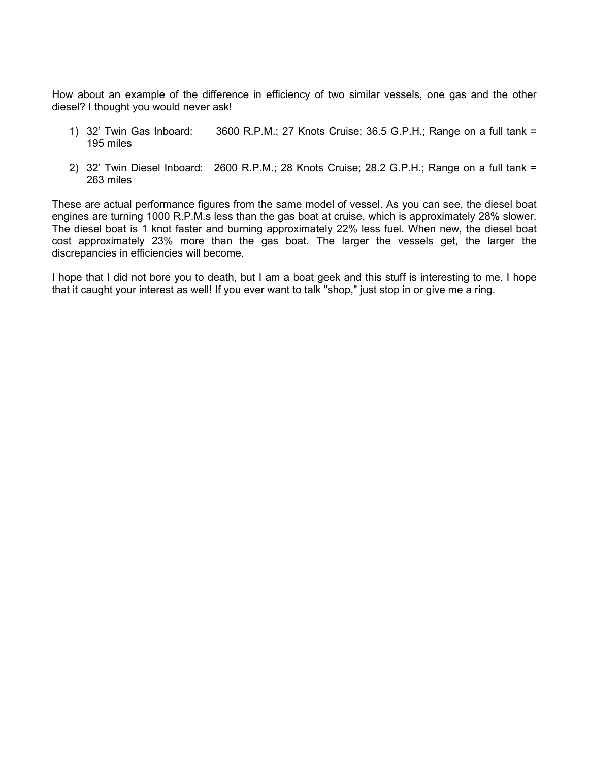How about an example of the difference in efficiency of two similar vessels, one gas and the other diesel? I thought you would never ask!

1) 32' Twin Gas Inboard: 3600 R.P.M.; 27 Knots Cruise; 36.5 G.P.H.; Range on a full tank = 195 miles

2) 32' Twin Diesel Inboard: 2600 R.P.M.; 28 Knots Cruise; 28.2 G.P.H.; Range on a full tank = 263 miles

These are actual performance figures from the same model of vessel. As you can see, the diesel boat engines are turning 1000 R.P.M.s less than the gas boat at cruise, which is approximately 28% slower. The diesel boat is 1 knot faster and burning approximately 22% less fuel. When new, the diesel boat cost approximately 23% more than the gas boat. The larger the vessels get, the larger the discrepancies in efficiencies will become.

I hope that I did not bore you to death, but I am a boat geek and this stuff is interesting to me. I hope that it caught your interest as well! If you ever want to talk "shop," just stop in or give me a ring.